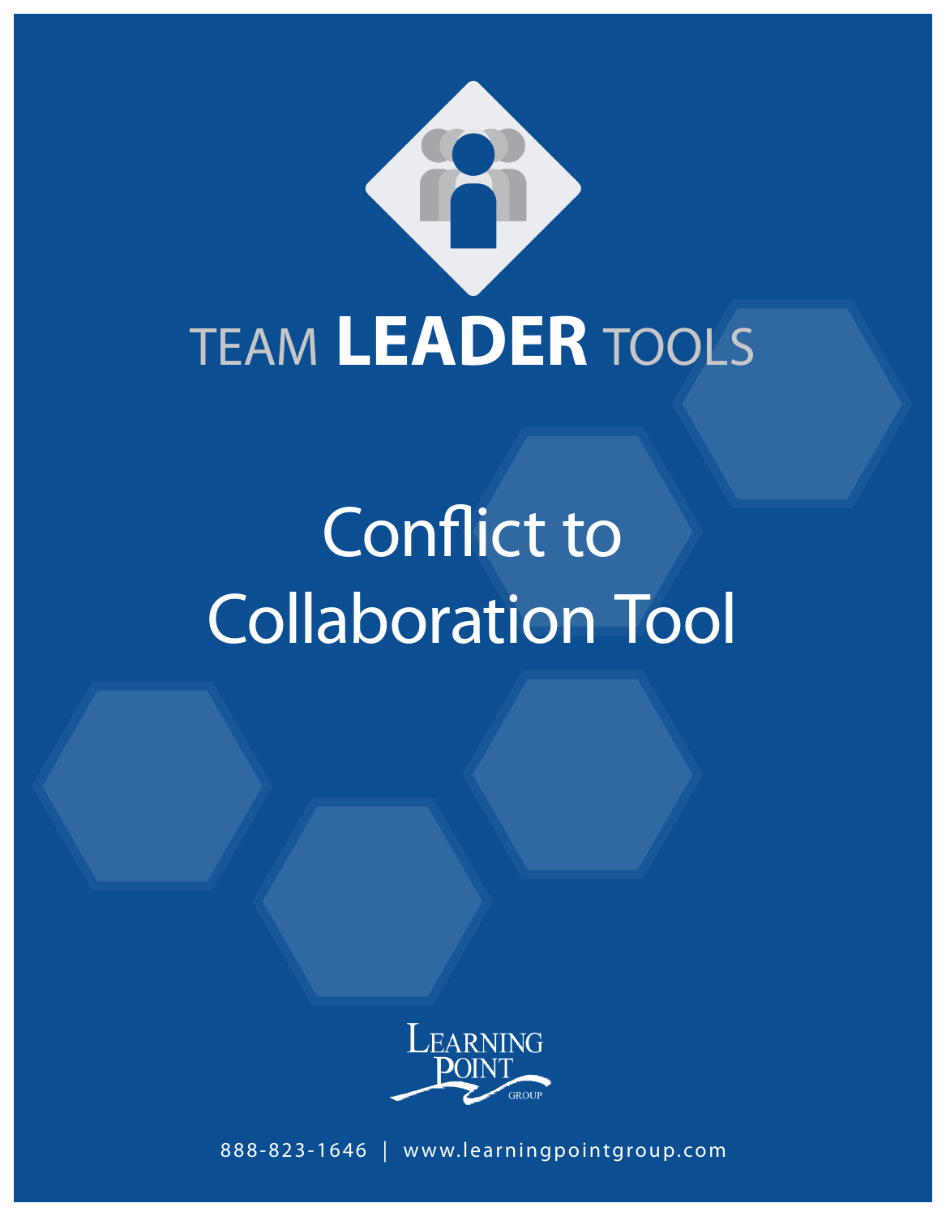TEAM **LEADER** TOOLS

# Conflict to Collaboration Tool

LEARNING POINT GROUP

888-823-1646 | www.learningpointgroup.com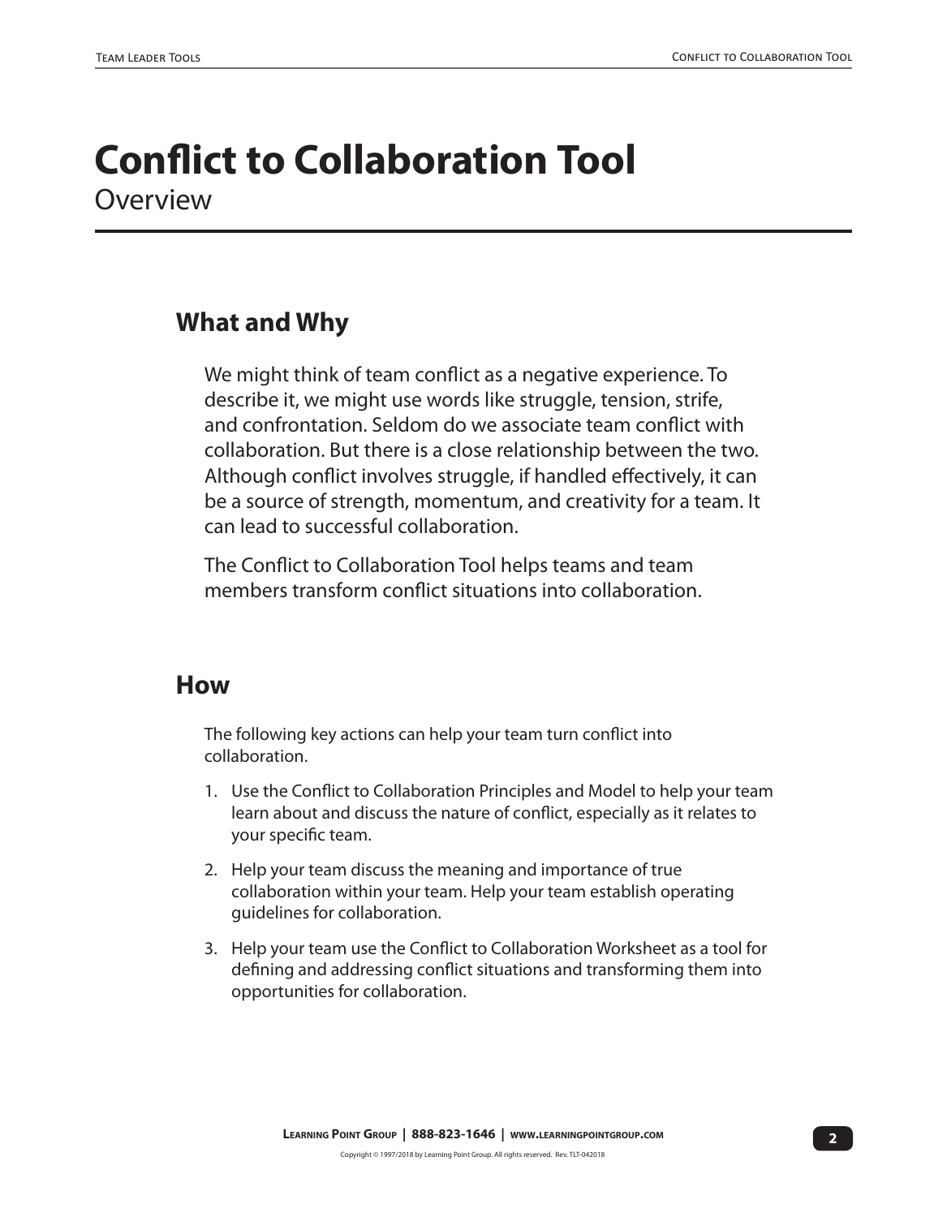# Conflict to Collaboration Tool

Overview

## What and Why

We might think of team conflict as a negative experience. To describe it, we might use words like struggle, tension, strife, and confrontation. Seldom do we associate team conflict with collaboration. But there is a close relationship between the two. Although conflict involves struggle, if handled effectively, it can be a source of strength, momentum, and creativity for a team. It can lead to successful collaboration.

The Conflict to Collaboration Tool helps teams and team members transform conflict situations into collaboration.

## How

The following key actions can help your team turn conflict into collaboration.

1. Use the Conflict to Collaboration Principles and Model to help your team learn about and discuss the nature of conflict, especially as it relates to your specific team.
2. Help your team discuss the meaning and importance of true collaboration within your team. Help your team establish operating guidelines for collaboration.
3. Help your team use the Conflict to Collaboration Worksheet as a tool for defining and addressing conflict situations and transforming them into opportunities for collaboration.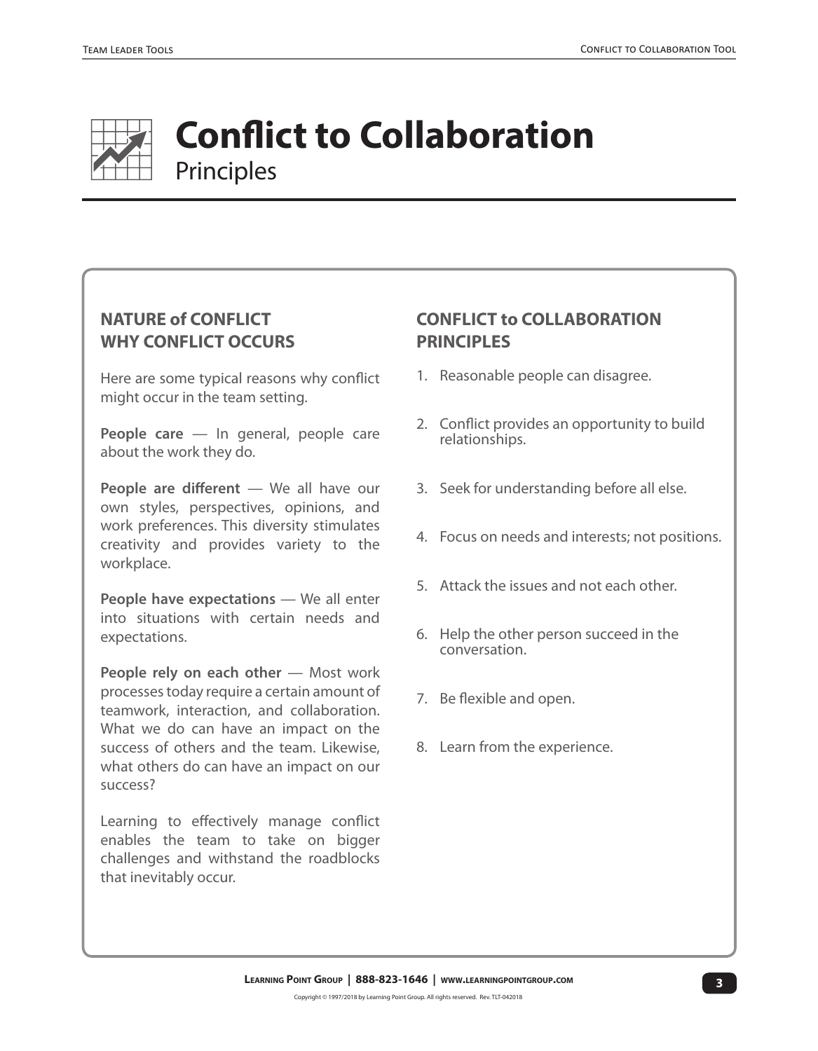# Conflict to Collaboration

Principles

## NATURE of CONFLICT
## WHY CONFLICT OCCURS

Here are some typical reasons why conflict might occur in the team setting.

**People care** — In general, people care about the work they do.

**People are different** — We all have our own styles, perspectives, opinions, and work preferences. This diversity stimulates creativity and provides variety to the workplace.

**People have expectations** — We all enter into situations with certain needs and expectations.

**People rely on each other** — Most work processes today require a certain amount of teamwork, interaction, and collaboration. What we do can have an impact on the success of others and the team. Likewise, what others do can have an impact on our success?

Learning to effectively manage conflict enables the team to take on bigger challenges and withstand the roadblocks that inevitably occur.

## CONFLICT to COLLABORATION PRINCIPLES

1. Reasonable people can disagree.
2. Conflict provides an opportunity to build relationships.
3. Seek for understanding before all else.
4. Focus on needs and interests; not positions.
5. Attack the issues and not each other.
6. Help the other person succeed in the conversation.
7. Be flexible and open.
8. Learn from the experience.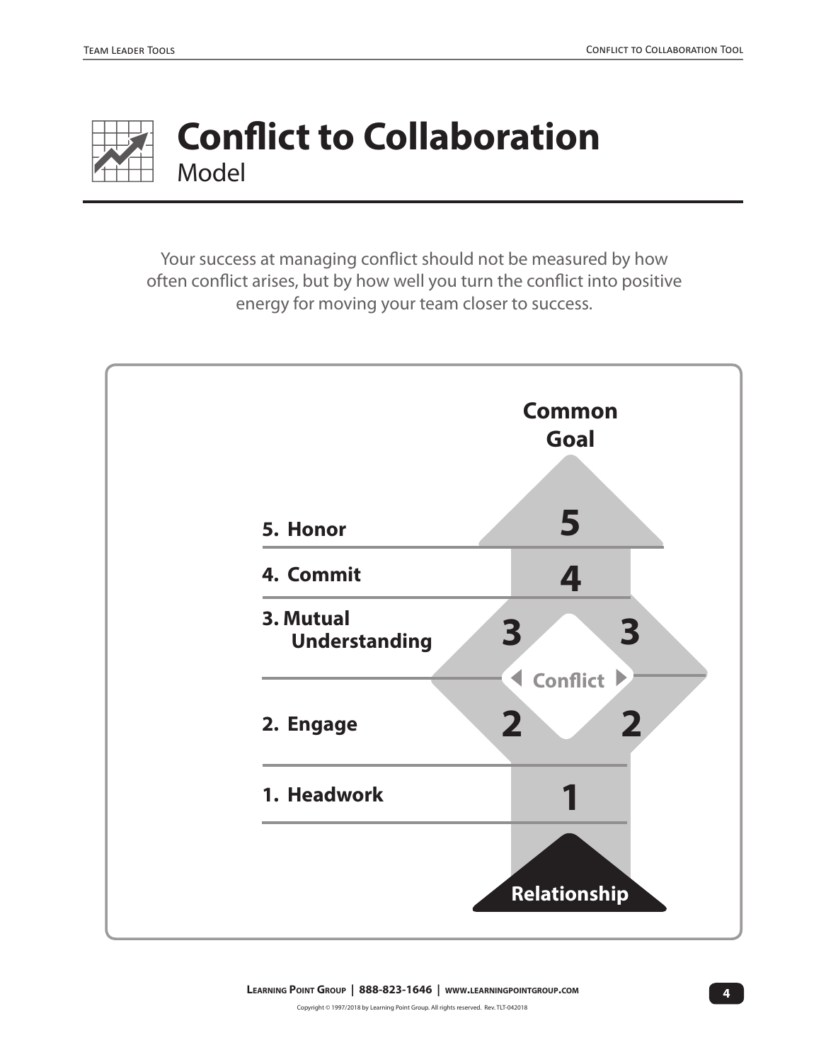# Conflict to Collaboration

Model

Your success at managing conflict should not be measured by how often conflict arises, but by how well you turn the conflict into positive energy for moving your team closer to success.

Common Goal

5. Honor

4. Commit

3. Mutual Understanding

Conflict

2. Engage

1. Headwork

Relationship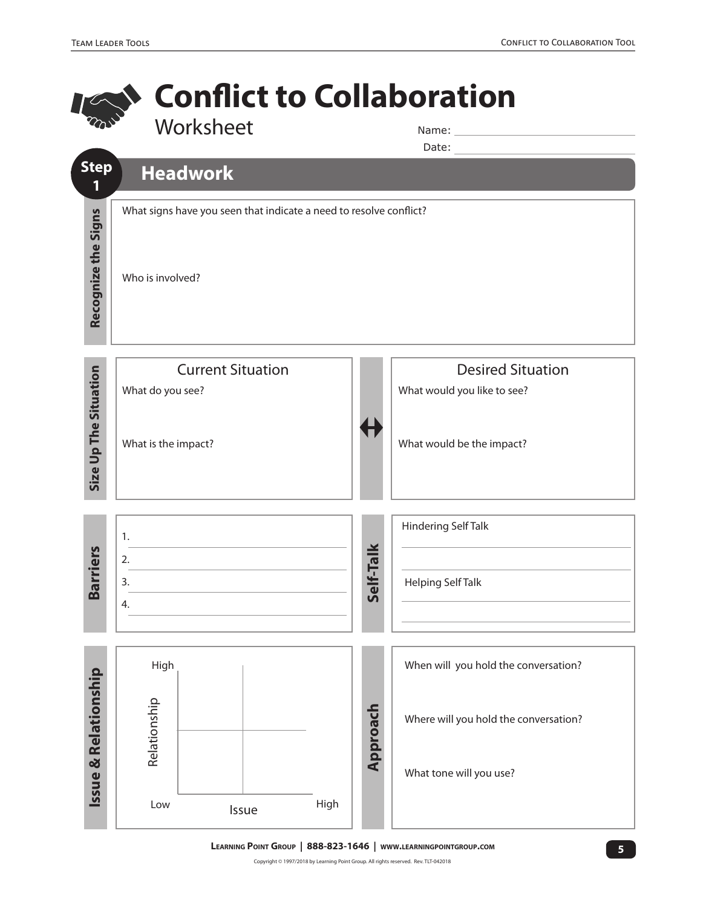# Conflict to Collaboration

Worksheet

Name: ______________________________

Date: ______________________________

## Step 1 Headwork

### Recognize the Signs

What signs have you seen that indicate a need to resolve conflict?

Who is involved?

### Size Up The Situation

**Current Situation**

What do you see?

What is the impact?

↔

**Desired Situation**

What would you like to see?

What would be the impact?

### Barriers

1. ______________________________
2. ______________________________
3. ______________________________
4. ______________________________

### Self-Talk

Hindering Self Talk

______________________________

______________________________

Helping Self Talk

______________________________

______________________________

### Issue & Relationship

Relationship (Low – High) / Issue (Low – High)

### Approach

When will you hold the conversation?

Where will you hold the conversation?

What tone will you use?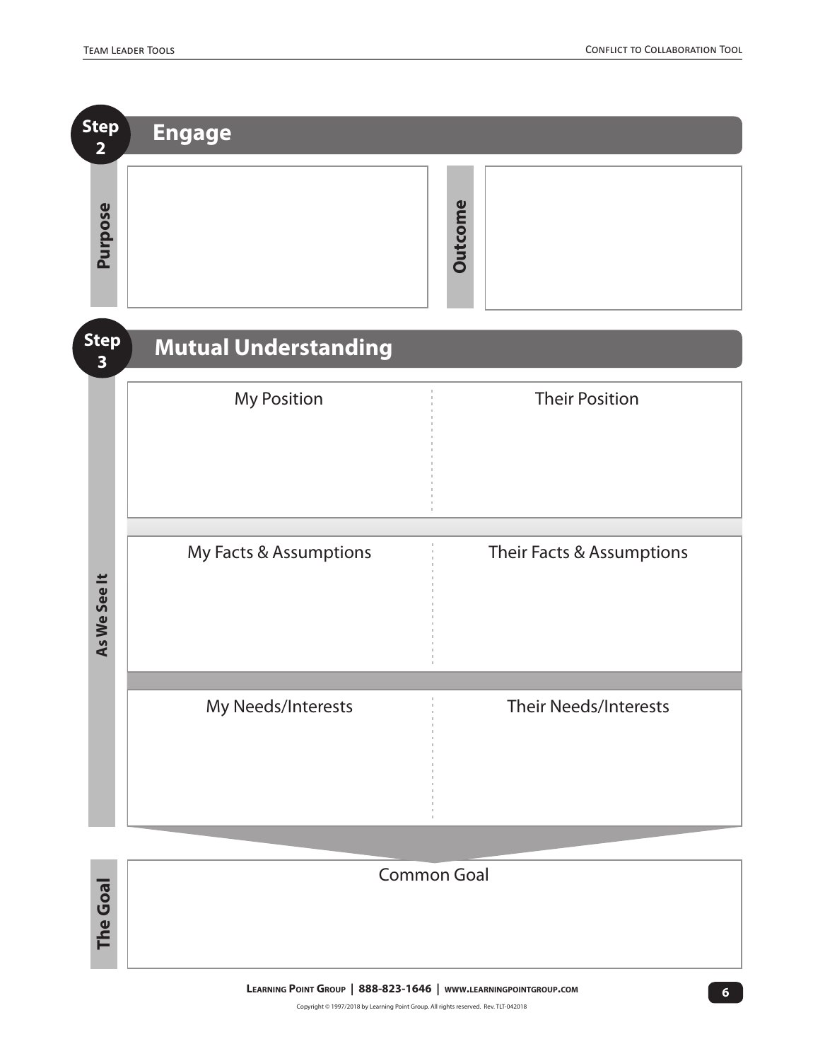## Step 2 — Engage

| Purpose | Outcome |
| --- | --- |
| | |

## Step 3 — Mutual Understanding

**As We See It**

| My Position | Their Position |
| --- | --- |
| | |

| My Facts & Assumptions | Their Facts & Assumptions |
| --- | --- |
| | |

| My Needs/Interests | Their Needs/Interests |
| --- | --- |
| | |

**The Goal**

| Common Goal |
| --- |
| |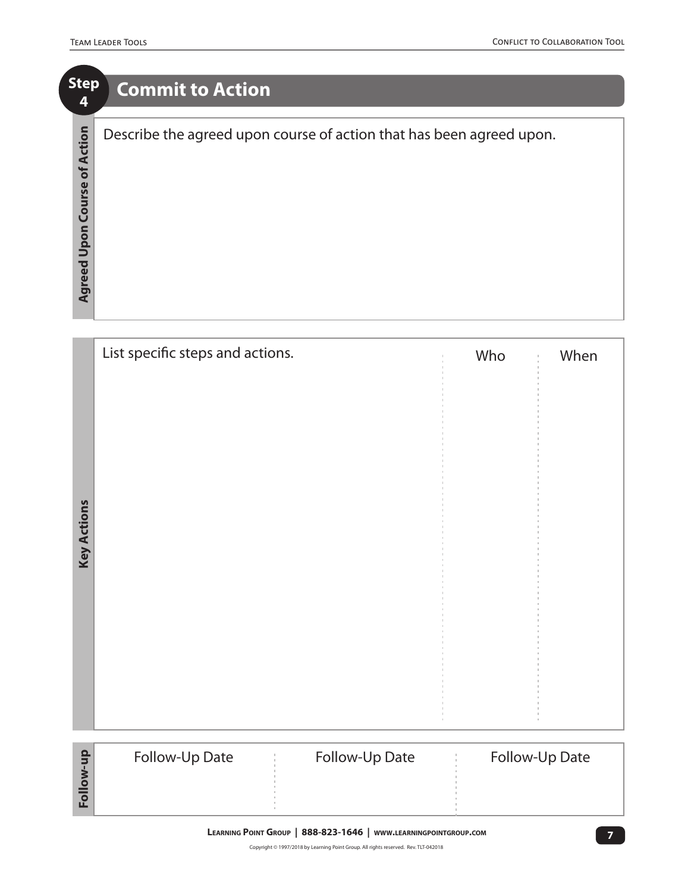## Step 4 Commit to Action

**Agreed Upon Course of Action**

Describe the agreed upon course of action that has been agreed upon.

**Key Actions**

| List specific steps and actions. | Who | When |
|---|---|---|
| | | |

**Follow-up**

| Follow-Up Date | Follow-Up Date | Follow-Up Date |
|---|---|---|
| | | |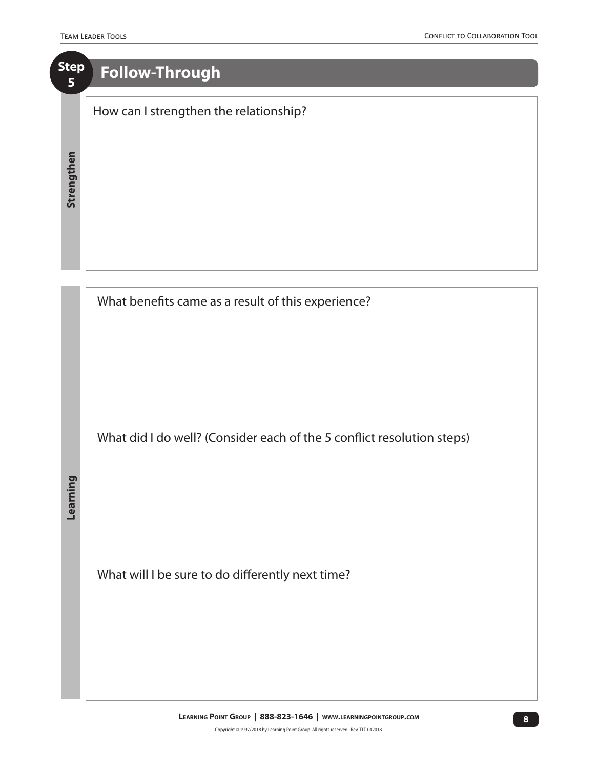## Step 5 Follow-Through

### Strengthen

How can I strengthen the relationship?

### Learning

What benefits came as a result of this experience?

What did I do well? (Consider each of the 5 conflict resolution steps)

What will I be sure to do differently next time?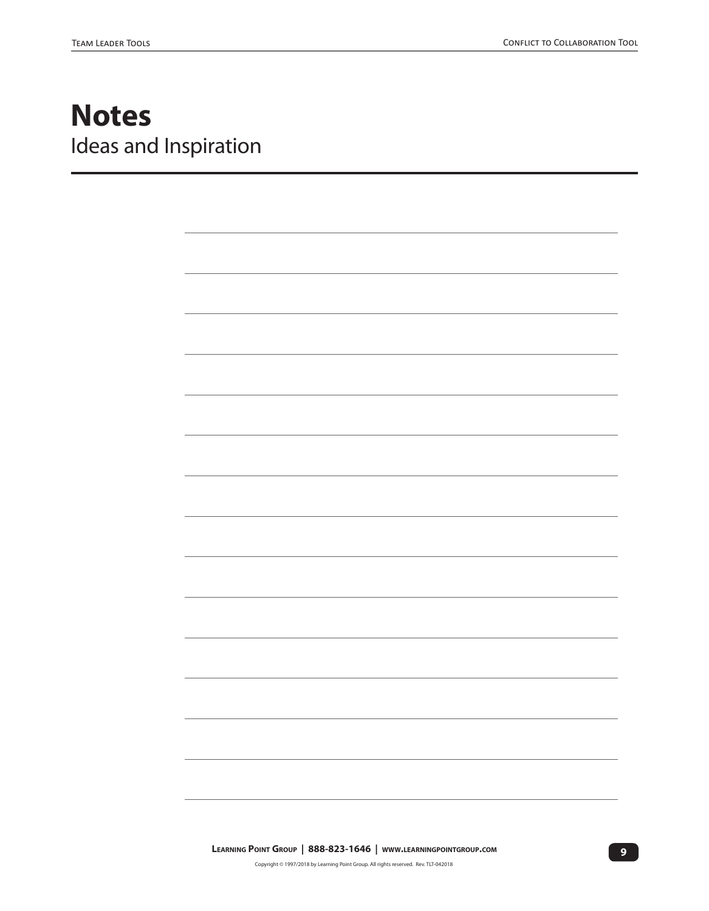# Notes

Ideas and Inspiration